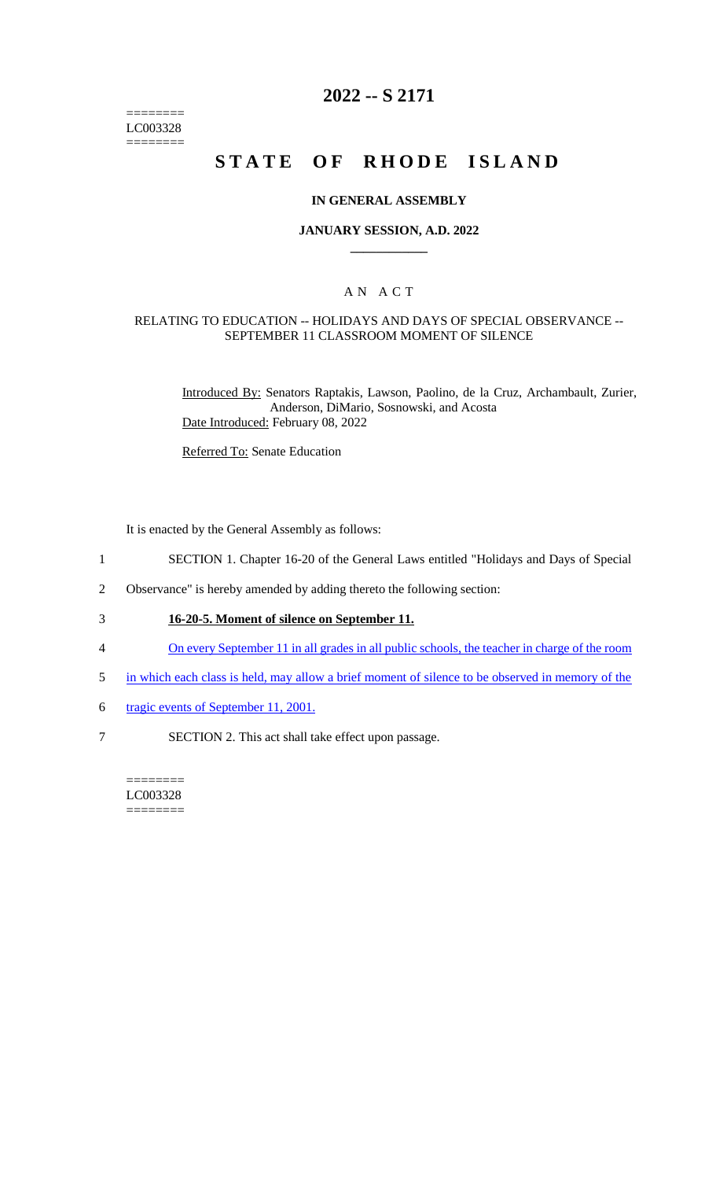========
LC003328
========

# 2022 -- S 2171

# STATE OF RHODE ISLAND

### IN GENERAL ASSEMBLY

### JANUARY SESSION, A.D. 2022

## A N A C T

RELATING TO EDUCATION -- HOLIDAYS AND DAYS OF SPECIAL OBSERVANCE -- SEPTEMBER 11 CLASSROOM MOMENT OF SILENCE

Introduced By: Senators Raptakis, Lawson, Paolino, de la Cruz, Archambault, Zurier, Anderson, DiMario, Sosnowski, and Acosta

Date Introduced: February 08, 2022

Referred To: Senate Education

It is enacted by the General Assembly as follows:

1 SECTION 1. Chapter 16-20 of the General Laws entitled "Holidays and Days of Special
2 Observance" is hereby amended by adding thereto the following section:

3 **16-20-5. Moment of silence on September 11.**

4 On every September 11 in all grades in all public schools, the teacher in charge of the room
5 in which each class is held, may allow a brief moment of silence to be observed in memory of the
6 tragic events of September 11, 2001.

7 SECTION 2. This act shall take effect upon passage.

========
LC003328
========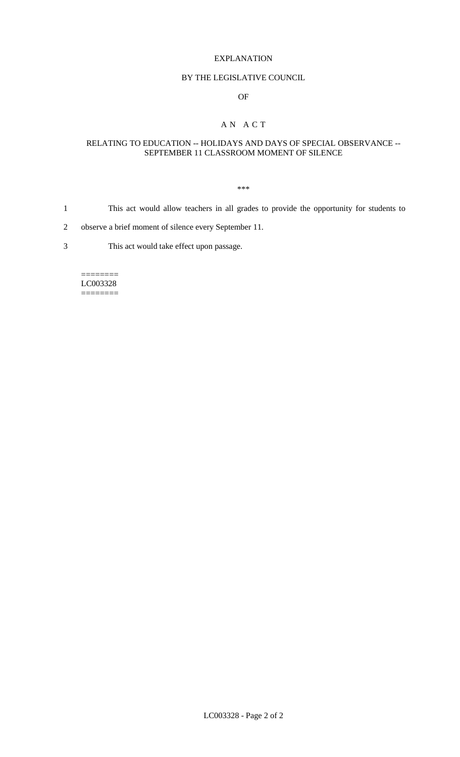EXPLANATION

BY THE LEGISLATIVE COUNCIL

OF

# A N A C T

RELATING TO EDUCATION -- HOLIDAYS AND DAYS OF SPECIAL OBSERVANCE -- SEPTEMBER 11 CLASSROOM MOMENT OF SILENCE

\*\*\*

1 This act would allow teachers in all grades to provide the opportunity for students to

2 observe a brief moment of silence every September 11.

3 This act would take effect upon passage.

========
LC003328
========